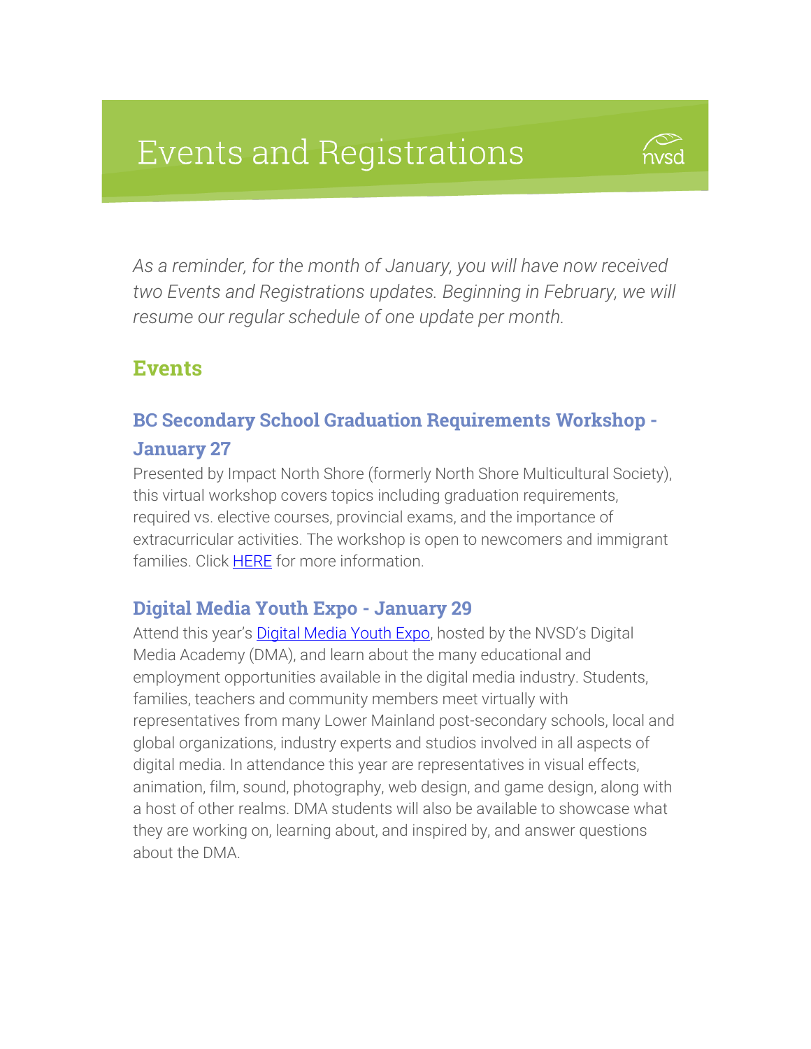# Events and Registrations

*As a reminder, for the month of January, you will have now received two Events and Registrations updates. Beginning in February, we will resume our regular schedule of one update per month.*

## Events

### BC Secondary School Graduation Requirements Workshop - January 27

Presented by Impact North Shore (formerly North Shore Multicultural Society), this virtual workshop covers topics including graduation requirements, required vs. elective courses, provincial exams, and the importance of extracurricular activities. The workshop is open to newcomers and immigrant families. Click HERE for more information.

### Digital Media Youth Expo - January 29

Attend this year's Digital Media Youth Expo, hosted by the NVSD's Digital Media Academy (DMA), and learn about the many educational and employment opportunities available in the digital media industry. Students, families, teachers and community members meet virtually with representatives from many Lower Mainland post-secondary schools, local and global organizations, industry experts and studios involved in all aspects of digital media. In attendance this year are representatives in visual effects, animation, film, sound, photography, web design, and game design, along with a host of other realms. DMA students will also be available to showcase what they are working on, learning about, and inspired by, and answer questions about the DMA.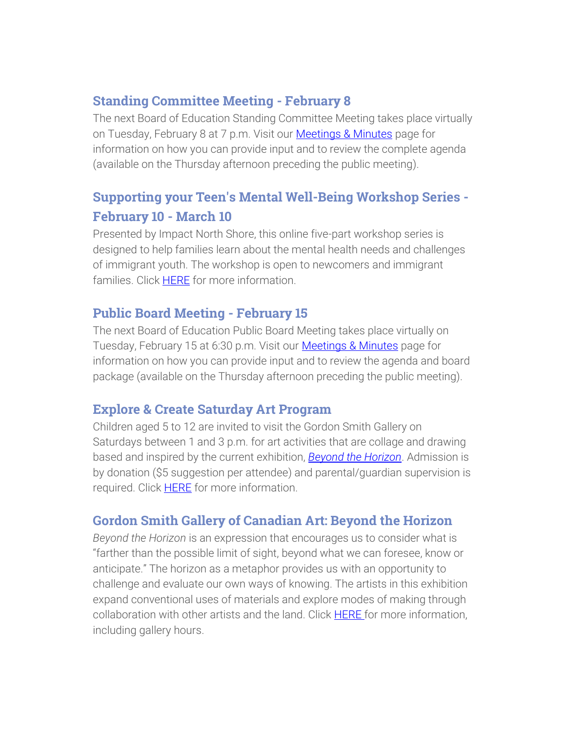### Standing Committee Meeting - February 8

The next Board of Education Standing Committee Meeting takes place virtually on Tuesday, February 8 at 7 p.m. Visit our Meetings & Minutes page for information on how you can provide input and to review the complete agenda (available on the Thursday afternoon preceding the public meeting).

### Supporting your Teen's Mental Well-Being Workshop Series - February 10 - March 10

Presented by Impact North Shore, this online five-part workshop series is designed to help families learn about the mental health needs and challenges of immigrant youth. The workshop is open to newcomers and immigrant families. Click HERE for more information.

### Public Board Meeting - February 15

The next Board of Education Public Board Meeting takes place virtually on Tuesday, February 15 at 6:30 p.m. Visit our Meetings & Minutes page for information on how you can provide input and to review the agenda and board package (available on the Thursday afternoon preceding the public meeting).

### Explore & Create Saturday Art Program

Children aged 5 to 12 are invited to visit the Gordon Smith Gallery on Saturdays between 1 and 3 p.m. for art activities that are collage and drawing based and inspired by the current exhibition, *Beyond the Horizon*. Admission is by donation ($5 suggestion per attendee) and parental/guardian supervision is required. Click HERE for more information.

### Gordon Smith Gallery of Canadian Art: Beyond the Horizon

*Beyond the Horizon* is an expression that encourages us to consider what is "farther than the possible limit of sight, beyond what we can foresee, know or anticipate." The horizon as a metaphor provides us with an opportunity to challenge and evaluate our own ways of knowing. The artists in this exhibition expand conventional uses of materials and explore modes of making through collaboration with other artists and the land. Click HERE for more information, including gallery hours.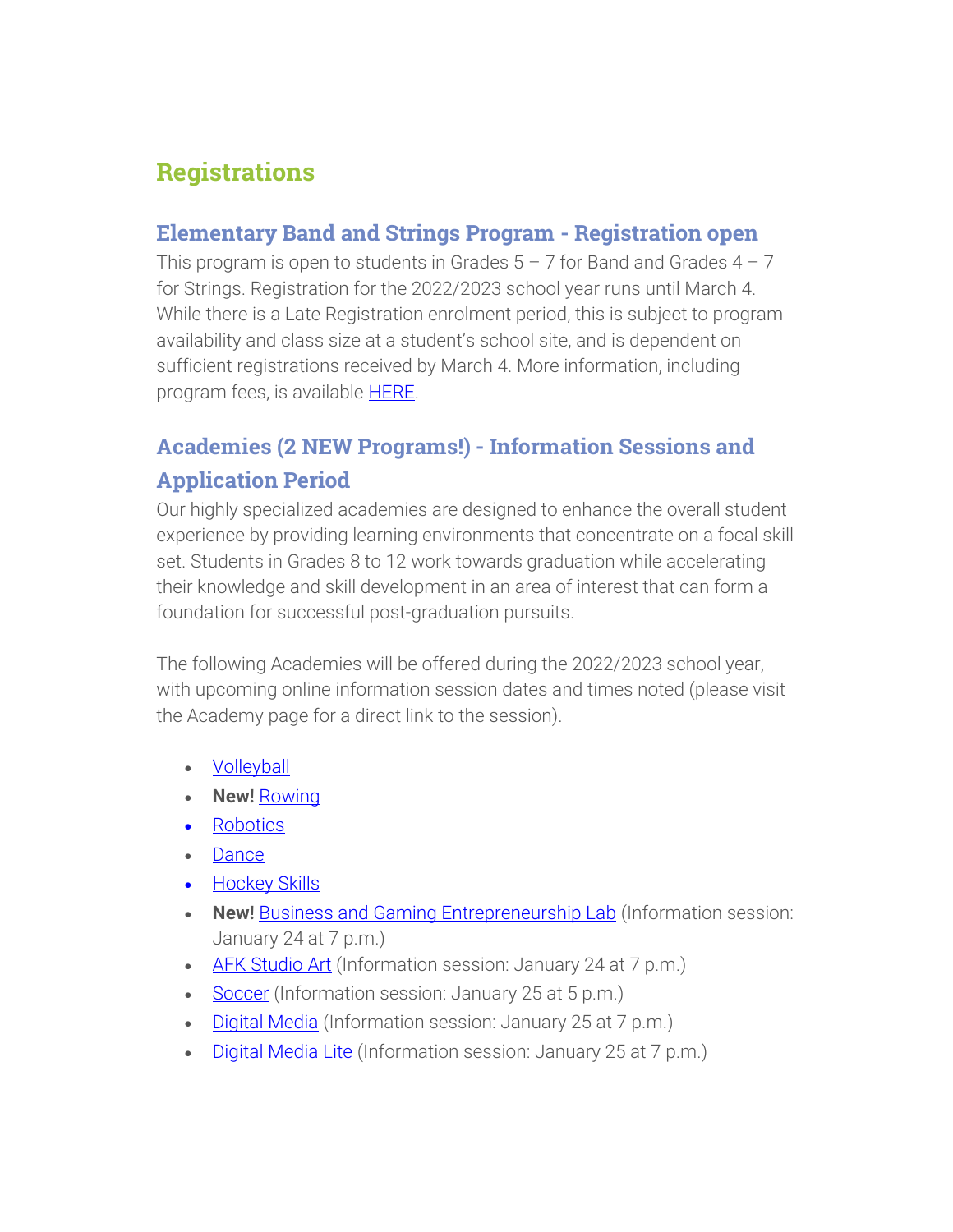## Registrations

### Elementary Band and Strings Program - Registration open

This program is open to students in Grades 5 – 7 for Band and Grades 4 – 7 for Strings. Registration for the 2022/2023 school year runs until March 4. While there is a Late Registration enrolment period, this is subject to program availability and class size at a student's school site, and is dependent on sufficient registrations received by March 4. More information, including program fees, is available HERE.

### Academies (2 NEW Programs!) - Information Sessions and Application Period

Our highly specialized academies are designed to enhance the overall student experience by providing learning environments that concentrate on a focal skill set. Students in Grades 8 to 12 work towards graduation while accelerating their knowledge and skill development in an area of interest that can form a foundation for successful post-graduation pursuits.

The following Academies will be offered during the 2022/2023 school year, with upcoming online information session dates and times noted (please visit the Academy page for a direct link to the session).

- Volleyball
- **New!** Rowing
- Robotics
- Dance
- Hockey Skills
- **New!** Business and Gaming Entrepreneurship Lab (Information session: January 24 at 7 p.m.)
- AFK Studio Art (Information session: January 24 at 7 p.m.)
- Soccer (Information session: January 25 at 5 p.m.)
- Digital Media (Information session: January 25 at 7 p.m.)
- Digital Media Lite (Information session: January 25 at 7 p.m.)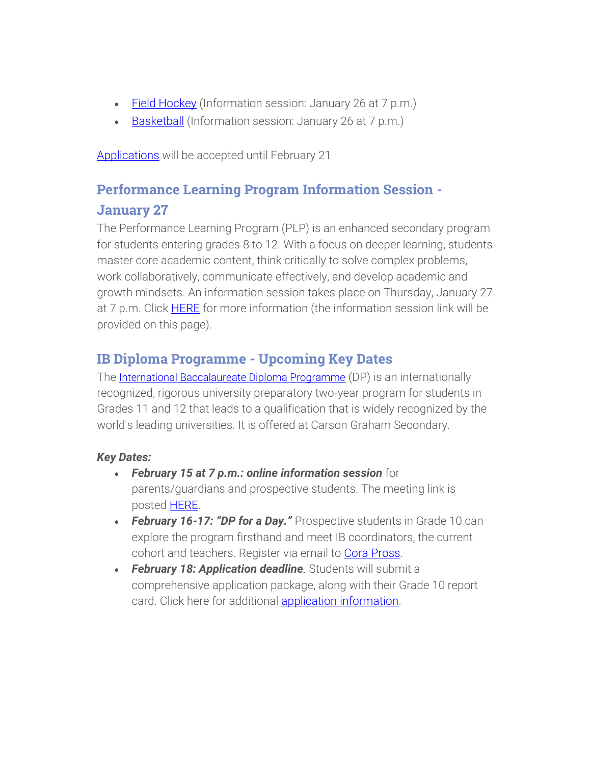- Field Hockey (Information session: January 26 at 7 p.m.)
- Basketball (Information session: January 26 at 7 p.m.)

Applications will be accepted until February 21

## Performance Learning Program Information Session - January 27

The Performance Learning Program (PLP) is an enhanced secondary program for students entering grades 8 to 12. With a focus on deeper learning, students master core academic content, think critically to solve complex problems, work collaboratively, communicate effectively, and develop academic and growth mindsets. An information session takes place on Thursday, January 27 at 7 p.m. Click HERE for more information (the information session link will be provided on this page).

## IB Diploma Programme - Upcoming Key Dates

The International Baccalaureate Diploma Programme (DP) is an internationally recognized, rigorous university preparatory two-year program for students in Grades 11 and 12 that leads to a qualification that is widely recognized by the world's leading universities. It is offered at Carson Graham Secondary.

***Key Dates:***

- ***February 15 at 7 p.m.: online information session*** for parents/guardians and prospective students. The meeting link is posted HERE.
- ***February 16-17: "DP for a Day."*** Prospective students in Grade 10 can explore the program firsthand and meet IB coordinators, the current cohort and teachers. Register via email to Cora Pross.
- ***February 18: Application deadline***. Students will submit a comprehensive application package, along with their Grade 10 report card. Click here for additional application information.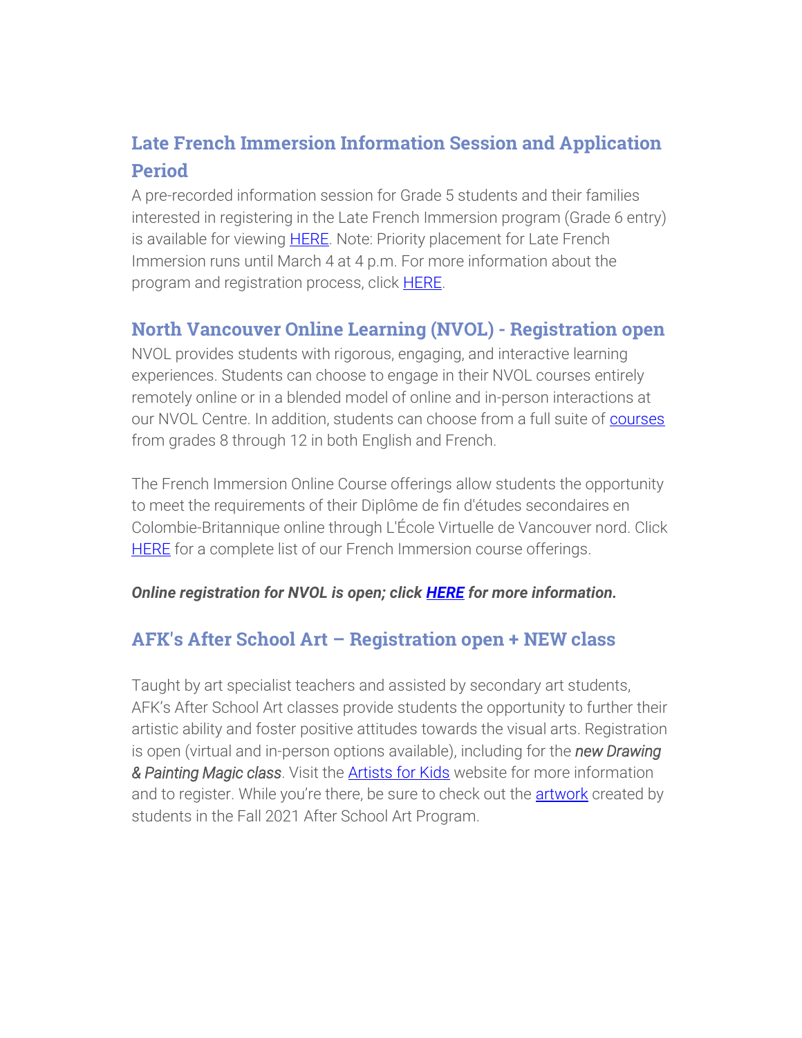## Late French Immersion Information Session and Application Period

A pre-recorded information session for Grade 5 students and their families interested in registering in the Late French Immersion program (Grade 6 entry) is available for viewing HERE. Note: Priority placement for Late French Immersion runs until March 4 at 4 p.m. For more information about the program and registration process, click HERE.

## North Vancouver Online Learning (NVOL) - Registration open

NVOL provides students with rigorous, engaging, and interactive learning experiences. Students can choose to engage in their NVOL courses entirely remotely online or in a blended model of online and in-person interactions at our NVOL Centre. In addition, students can choose from a full suite of courses from grades 8 through 12 in both English and French.

The French Immersion Online Course offerings allow students the opportunity to meet the requirements of their Diplôme de fin d'études secondaires en Colombie-Britannique online through L'École Virtuelle de Vancouver nord. Click HERE for a complete list of our French Immersion course offerings.

***Online registration for NVOL is open; click HERE for more information.***

## AFK's After School Art – Registration open + NEW class

Taught by art specialist teachers and assisted by secondary art students, AFK's After School Art classes provide students the opportunity to further their artistic ability and foster positive attitudes towards the visual arts. Registration is open (virtual and in-person options available), including for the *new Drawing & Painting Magic class*. Visit the Artists for Kids website for more information and to register. While you're there, be sure to check out the artwork created by students in the Fall 2021 After School Art Program.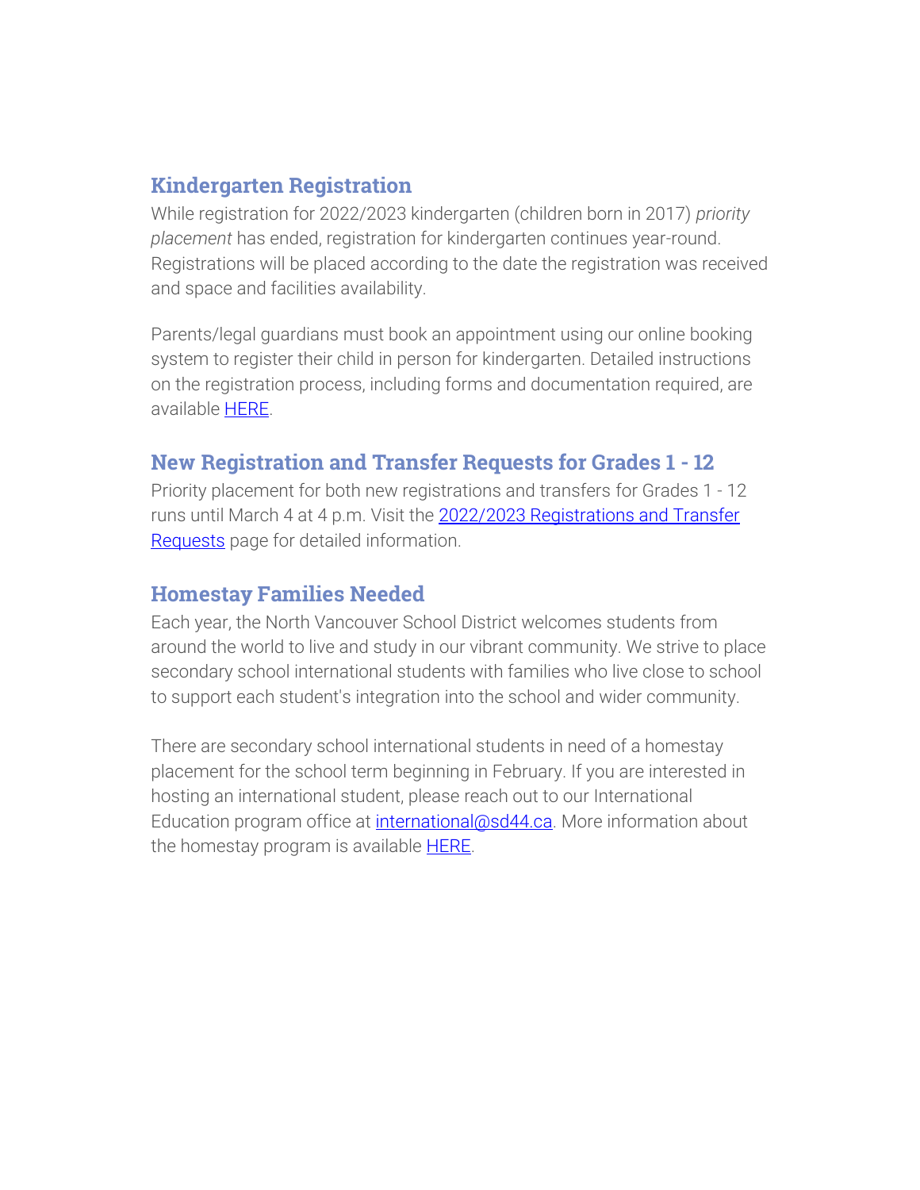## Kindergarten Registration

While registration for 2022/2023 kindergarten (children born in 2017) *priority placement* has ended, registration for kindergarten continues year-round. Registrations will be placed according to the date the registration was received and space and facilities availability.

Parents/legal guardians must book an appointment using our online booking system to register their child in person for kindergarten. Detailed instructions on the registration process, including forms and documentation required, are available HERE.

## New Registration and Transfer Requests for Grades 1 - 12

Priority placement for both new registrations and transfers for Grades 1 - 12 runs until March 4 at 4 p.m. Visit the 2022/2023 Registrations and Transfer Requests page for detailed information.

## Homestay Families Needed

Each year, the North Vancouver School District welcomes students from around the world to live and study in our vibrant community. We strive to place secondary school international students with families who live close to school to support each student's integration into the school and wider community.

There are secondary school international students in need of a homestay placement for the school term beginning in February. If you are interested in hosting an international student, please reach out to our International Education program office at international@sd44.ca. More information about the homestay program is available HERE.